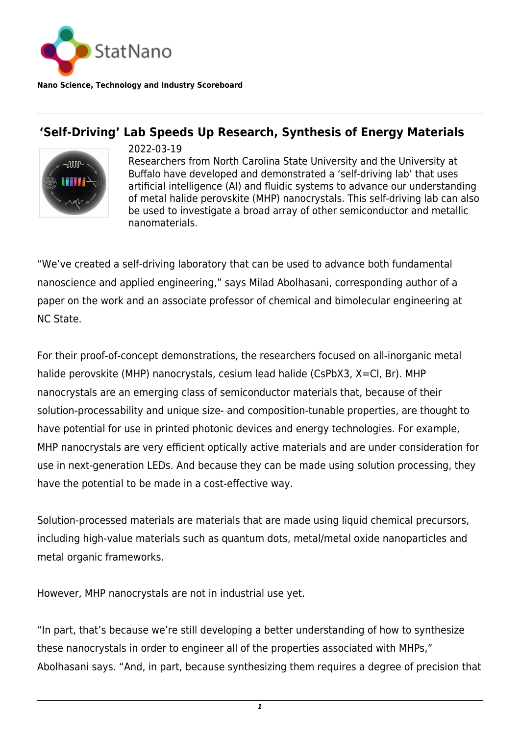StatNano

**Nano Science, Technology and Industry Scoreboard**

# 'Self-Driving' Lab Speeds Up Research, Synthesis of Energy Materials

2022-03-19

Researchers from North Carolina State University and the University at Buffalo have developed and demonstrated a 'self-driving lab' that uses artificial intelligence (AI) and fluidic systems to advance our understanding of metal halide perovskite (MHP) nanocrystals. This self-driving lab can also be used to investigate a broad array of other semiconductor and metallic nanomaterials.

"We've created a self-driving laboratory that can be used to advance both fundamental nanoscience and applied engineering," says Milad Abolhasani, corresponding author of a paper on the work and an associate professor of chemical and bimolecular engineering at NC State.

For their proof-of-concept demonstrations, the researchers focused on all-inorganic metal halide perovskite (MHP) nanocrystals, cesium lead halide ($CsPbX_3$, X=Cl, Br). MHP nanocrystals are an emerging class of semiconductor materials that, because of their solution-processability and unique size- and composition-tunable properties, are thought to have potential for use in printed photonic devices and energy technologies. For example, MHP nanocrystals are very efficient optically active materials and are under consideration for use in next-generation LEDs. And because they can be made using solution processing, they have the potential to be made in a cost-effective way.

Solution-processed materials are materials that are made using liquid chemical precursors, including high-value materials such as quantum dots, metal/metal oxide nanoparticles and metal organic frameworks.

However, MHP nanocrystals are not in industrial use yet.

"In part, that's because we're still developing a better understanding of how to synthesize these nanocrystals in order to engineer all of the properties associated with MHPs," Abolhasani says. "And, in part, because synthesizing them requires a degree of precision that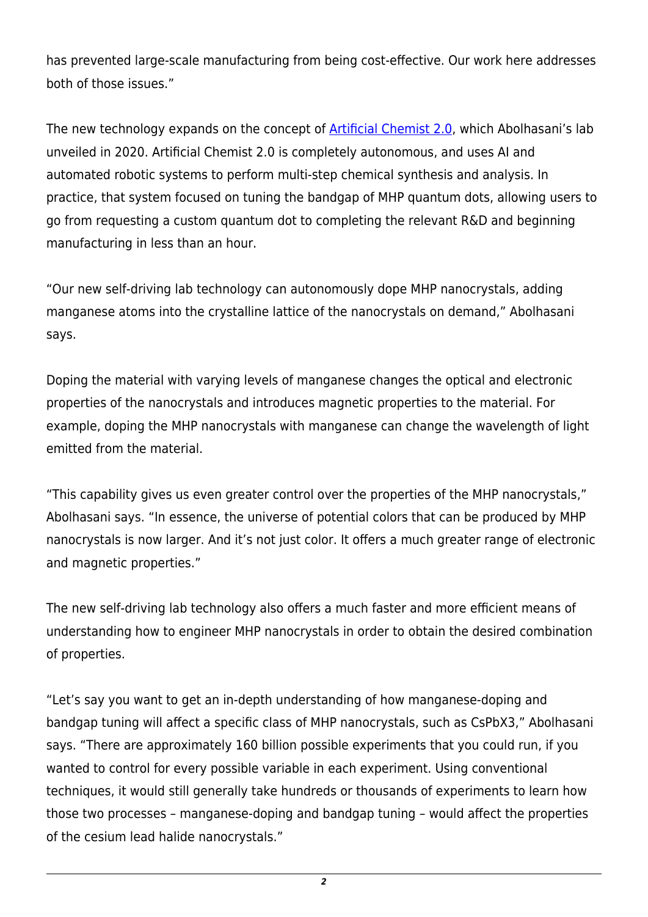has prevented large-scale manufacturing from being cost-effective. Our work here addresses both of those issues."

The new technology expands on the concept of [Artificial Chemist 2.0](), which Abolhasani's lab unveiled in 2020. Artificial Chemist 2.0 is completely autonomous, and uses AI and automated robotic systems to perform multi-step chemical synthesis and analysis. In practice, that system focused on tuning the bandgap of MHP quantum dots, allowing users to go from requesting a custom quantum dot to completing the relevant R&D and beginning manufacturing in less than an hour.

"Our new self-driving lab technology can autonomously dope MHP nanocrystals, adding manganese atoms into the crystalline lattice of the nanocrystals on demand," Abolhasani says.

Doping the material with varying levels of manganese changes the optical and electronic properties of the nanocrystals and introduces magnetic properties to the material. For example, doping the MHP nanocrystals with manganese can change the wavelength of light emitted from the material.

"This capability gives us even greater control over the properties of the MHP nanocrystals," Abolhasani says. "In essence, the universe of potential colors that can be produced by MHP nanocrystals is now larger. And it's not just color. It offers a much greater range of electronic and magnetic properties."

The new self-driving lab technology also offers a much faster and more efficient means of understanding how to engineer MHP nanocrystals in order to obtain the desired combination of properties.

"Let's say you want to get an in-depth understanding of how manganese-doping and bandgap tuning will affect a specific class of MHP nanocrystals, such as $CsPbX_3$," Abolhasani says. "There are approximately 160 billion possible experiments that you could run, if you wanted to control for every possible variable in each experiment. Using conventional techniques, it would still generally take hundreds or thousands of experiments to learn how those two processes – manganese-doping and bandgap tuning – would affect the properties of the cesium lead halide nanocrystals."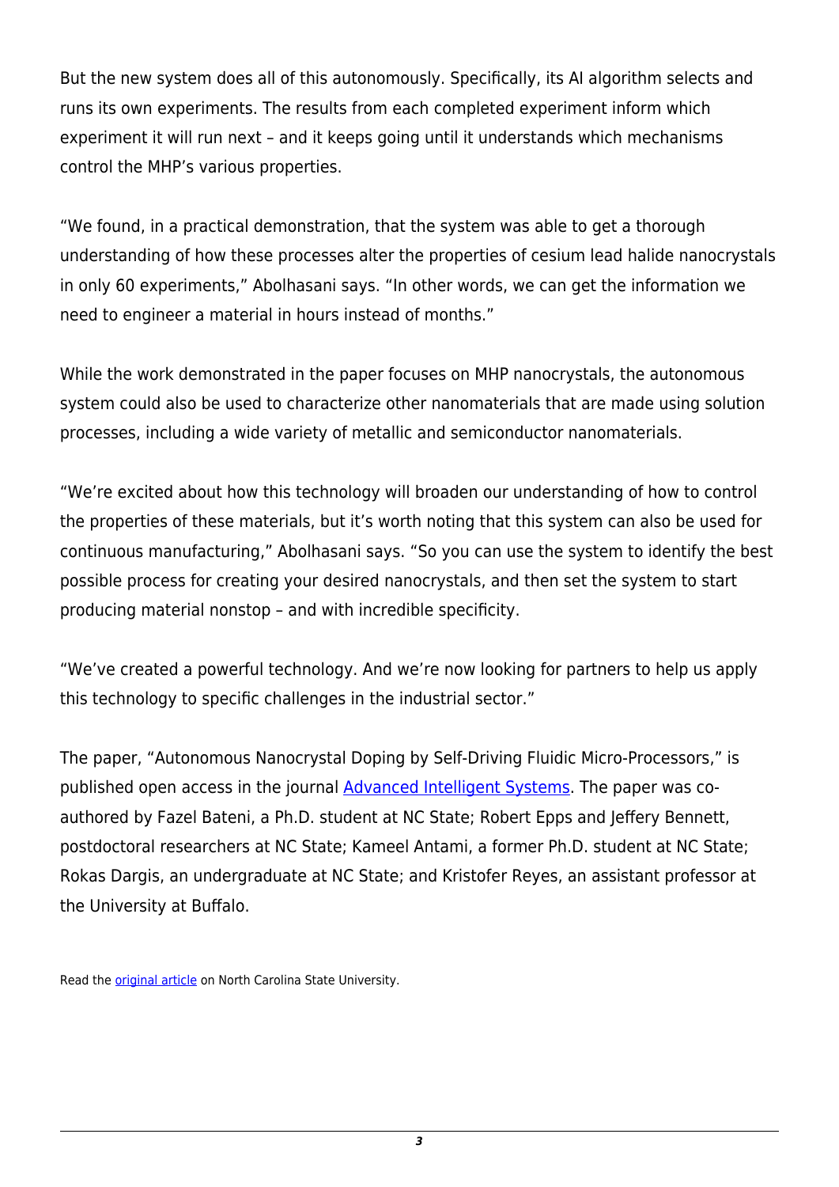But the new system does all of this autonomously. Specifically, its AI algorithm selects and runs its own experiments. The results from each completed experiment inform which experiment it will run next – and it keeps going until it understands which mechanisms control the MHP's various properties.

"We found, in a practical demonstration, that the system was able to get a thorough understanding of how these processes alter the properties of cesium lead halide nanocrystals in only 60 experiments," Abolhasani says. "In other words, we can get the information we need to engineer a material in hours instead of months."

While the work demonstrated in the paper focuses on MHP nanocrystals, the autonomous system could also be used to characterize other nanomaterials that are made using solution processes, including a wide variety of metallic and semiconductor nanomaterials.

"We're excited about how this technology will broaden our understanding of how to control the properties of these materials, but it's worth noting that this system can also be used for continuous manufacturing," Abolhasani says. "So you can use the system to identify the best possible process for creating your desired nanocrystals, and then set the system to start producing material nonstop – and with incredible specificity.

"We've created a powerful technology. And we're now looking for partners to help us apply this technology to specific challenges in the industrial sector."

The paper, "Autonomous Nanocrystal Doping by Self-Driving Fluidic Micro-Processors," is published open access in the journal [Advanced Intelligent Systems]. The paper was co-authored by Fazel Bateni, a Ph.D. student at NC State; Robert Epps and Jeffery Bennett, postdoctoral researchers at NC State; Kameel Antami, a former Ph.D. student at NC State; Rokas Dargis, an undergraduate at NC State; and Kristofer Reyes, an assistant professor at the University at Buffalo.

Read the [original article] on North Carolina State University.